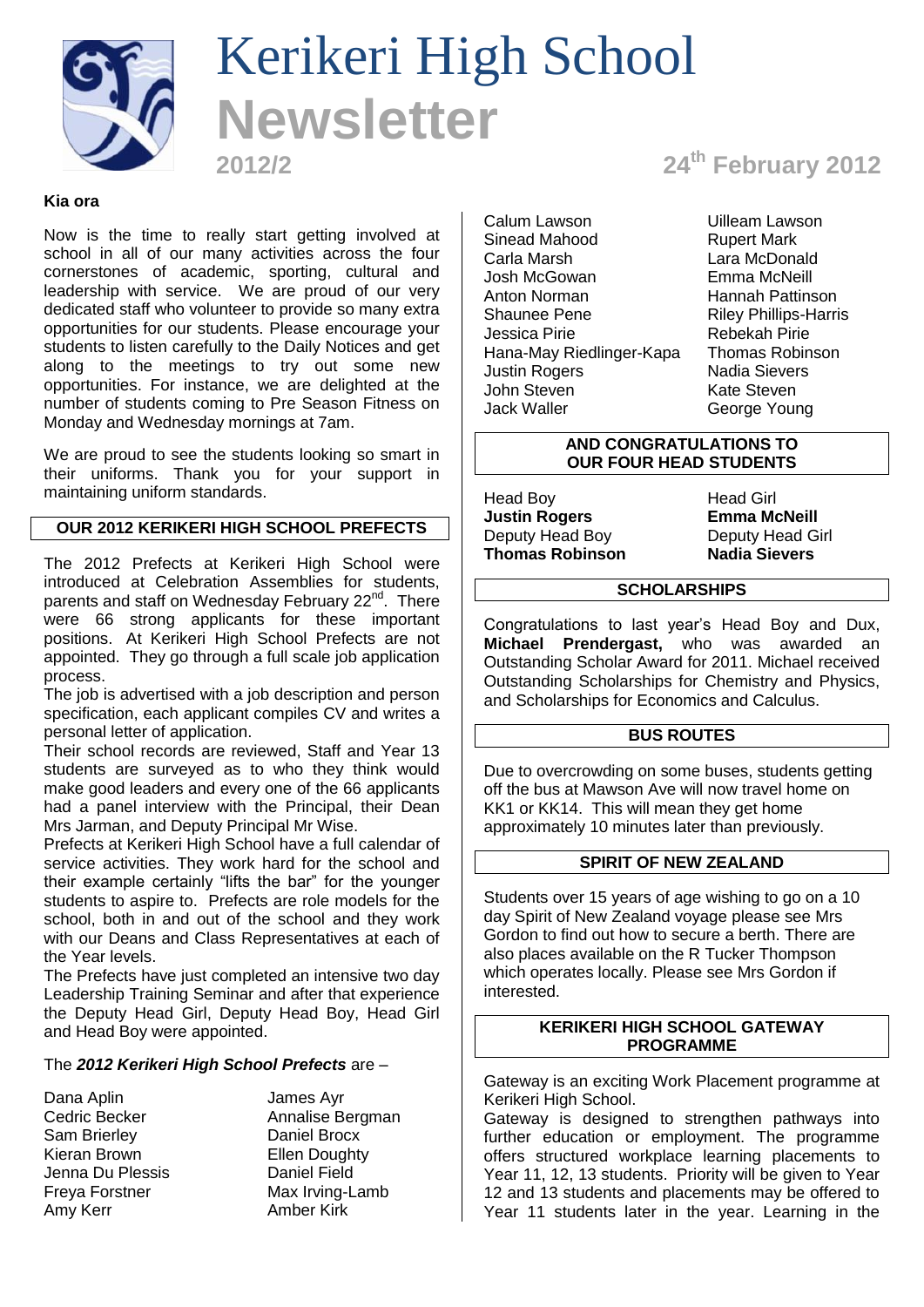# Kerikeri High School Newsletter

**2012/2** **24th February 2012**

**Kia ora**

Now is the time to really start getting involved at school in all of our many activities across the four cornerstones of academic, sporting, cultural and leadership with service. We are proud of our very dedicated staff who volunteer to provide so many extra opportunities for our students. Please encourage your students to listen carefully to the Daily Notices and get along to the meetings to try out some new opportunities. For instance, we are delighted at the number of students coming to Pre Season Fitness on Monday and Wednesday mornings at 7am.

We are proud to see the students looking so smart in their uniforms. Thank you for your support in maintaining uniform standards.

## OUR 2012 KERIKERI HIGH SCHOOL PREFECTS

The 2012 Prefects at Kerikeri High School were introduced at Celebration Assemblies for students, parents and staff on Wednesday February 22nd. There were 66 strong applicants for these important positions. At Kerikeri High School Prefects are not appointed. They go through a full scale job application process.

The job is advertised with a job description and person specification, each applicant compiles CV and writes a personal letter of application.

Their school records are reviewed, Staff and Year 13 students are surveyed as to who they think would make good leaders and every one of the 66 applicants had a panel interview with the Principal, their Dean Mrs Jarman, and Deputy Principal Mr Wise.

Prefects at Kerikeri High School have a full calendar of service activities. They work hard for the school and their example certainly "lifts the bar" for the younger students to aspire to. Prefects are role models for the school, both in and out of the school and they work with our Deans and Class Representatives at each of the Year levels.

The Prefects have just completed an intensive two day Leadership Training Seminar and after that experience the Deputy Head Girl, Deputy Head Boy, Head Girl and Head Boy were appointed.

The ***2012 Kerikeri High School Prefects*** are –

| | |
|---|---|
| Dana Aplin | James Ayr |
| Cedric Becker | Annalise Bergman |
| Sam Brierley | Daniel Brocx |
| Kieran Brown | Ellen Doughty |
| Jenna Du Plessis | Daniel Field |
| Freya Forstner | Max Irving-Lamb |
| Amy Kerr | Amber Kirk |
| Calum Lawson | Uilleam Lawson |
| Sinead Mahood | Rupert Mark |
| Carla Marsh | Lara McDonald |
| Josh McGowan | Emma McNeill |
| Anton Norman | Hannah Pattinson |
| Shaunee Pene | Riley Phillips-Harris |
| Jessica Pirie | Rebekah Pirie |
| Hana-May Riedlinger-Kapa | Thomas Robinson |
| Justin Rogers | Nadia Sievers |
| John Steven | Kate Steven |
| Jack Waller | George Young |

## AND CONGRATULATIONS TO OUR FOUR HEAD STUDENTS

| | |
|---|---|
| Head Boy<br>**Justin Rogers** | Head Girl<br>**Emma McNeill** |
| Deputy Head Boy<br>**Thomas Robinson** | Deputy Head Girl<br>**Nadia Sievers** |

## SCHOLARSHIPS

Congratulations to last year's Head Boy and Dux, **Michael Prendergast,** who was awarded an Outstanding Scholar Award for 2011. Michael received Outstanding Scholarships for Chemistry and Physics, and Scholarships for Economics and Calculus.

## BUS ROUTES

Due to overcrowding on some buses, students getting off the bus at Mawson Ave will now travel home on KK1 or KK14. This will mean they get home approximately 10 minutes later than previously.

## SPIRIT OF NEW ZEALAND

Students over 15 years of age wishing to go on a 10 day Spirit of New Zealand voyage please see Mrs Gordon to find out how to secure a berth. There are also places available on the R Tucker Thompson which operates locally. Please see Mrs Gordon if interested.

## KERIKERI HIGH SCHOOL GATEWAY PROGRAMME

Gateway is an exciting Work Placement programme at Kerikeri High School.

Gateway is designed to strengthen pathways into further education or employment. The programme offers structured workplace learning placements to Year 11, 12, 13 students. Priority will be given to Year 12 and 13 students and placements may be offered to Year 11 students later in the year. Learning in the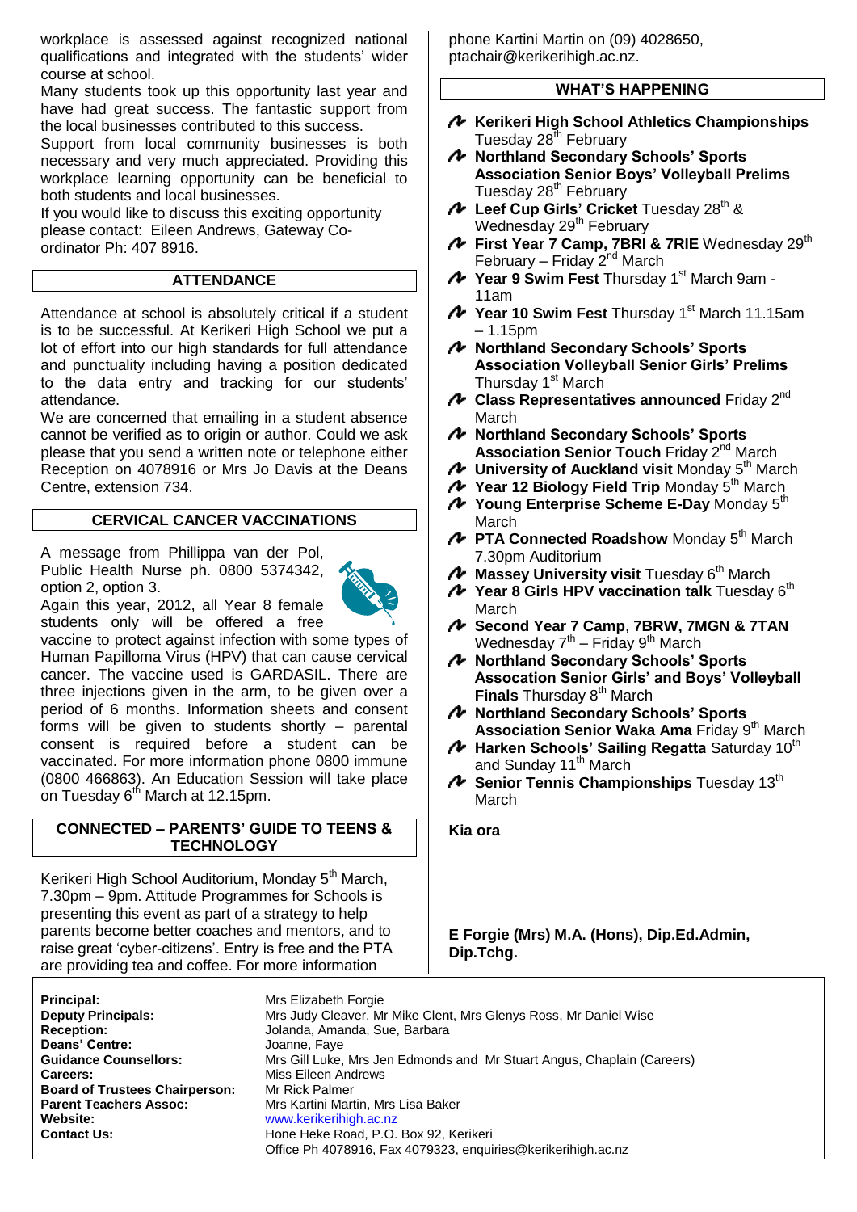workplace is assessed against recognized national qualifications and integrated with the students' wider course at school.

Many students took up this opportunity last year and have had great success. The fantastic support from the local businesses contributed to this success.

Support from local community businesses is both necessary and very much appreciated. Providing this workplace learning opportunity can be beneficial to both students and local businesses.

If you would like to discuss this exciting opportunity please contact: Eileen Andrews, Gateway Co-ordinator Ph: 407 8916.

## ATTENDANCE

Attendance at school is absolutely critical if a student is to be successful. At Kerikeri High School we put a lot of effort into our high standards for full attendance and punctuality including having a position dedicated to the data entry and tracking for our students' attendance.

We are concerned that emailing in a student absence cannot be verified as to origin or author. Could we ask please that you send a written note or telephone either Reception on 4078916 or Mrs Jo Davis at the Deans Centre, extension 734.

## CERVICAL CANCER VACCINATIONS

A message from Phillippa van der Pol, Public Health Nurse ph. 0800 5374342, option 2, option 3.

Again this year, 2012, all Year 8 female students only will be offered a free vaccine to protect against infection with some types of Human Papilloma Virus (HPV) that can cause cervical cancer. The vaccine used is GARDASIL. There are three injections given in the arm, to be given over a period of 6 months. Information sheets and consent forms will be given to students shortly – parental consent is required before a student can be vaccinated. For more information phone 0800 immune (0800 466863). An Education Session will take place on Tuesday 6th March at 12.15pm.

## CONNECTED – PARENTS' GUIDE TO TEENS & TECHNOLOGY

Kerikeri High School Auditorium, Monday 5th March, 7.30pm – 9pm. Attitude Programmes for Schools is presenting this event as part of a strategy to help parents become better coaches and mentors, and to raise great 'cyber-citizens'. Entry is free and the PTA are providing tea and coffee. For more information phone Kartini Martin on (09) 4028650, ptachair@kerikerihigh.ac.nz.

## WHAT'S HAPPENING

- **Kerikeri High School Athletics Championships** Tuesday 28th February
- **Northland Secondary Schools' Sports Association Senior Boys' Volleyball Prelims** Tuesday 28th February
- **Leef Cup Girls' Cricket** Tuesday 28th & Wednesday 29th February
- **First Year 7 Camp, 7BRI & 7RIE** Wednesday 29th February – Friday 2nd March
- **Year 9 Swim Fest** Thursday 1st March 9am - 11am
- **Year 10 Swim Fest** Thursday 1st March 11.15am – 1.15pm
- **Northland Secondary Schools' Sports Association Volleyball Senior Girls' Prelims** Thursday 1st March
- **Class Representatives announced** Friday 2nd March
- **Northland Secondary Schools' Sports Association Senior Touch** Friday 2nd March
- **University of Auckland visit** Monday 5th March
- **Year 12 Biology Field Trip** Monday 5th March
- **Young Enterprise Scheme E-Day** Monday 5th March
- **PTA Connected Roadshow** Monday 5th March 7.30pm Auditorium
- **Massey University visit** Tuesday 6th March
- **Year 8 Girls HPV vaccination talk** Tuesday 6th March
- **Second Year 7 Camp**, **7BRW, 7MGN & 7TAN** Wednesday 7th – Friday 9th March
- **Northland Secondary Schools' Sports Assocation Senior Girls' and Boys' Volleyball Finals** Thursday 8th March
- **Northland Secondary Schools' Sports Association Senior Waka Ama** Friday 9th March
- **Harken Schools' Sailing Regatta** Saturday 10th and Sunday 11th March
- **Senior Tennis Championships** Tuesday 13th March

**Kia ora**

**E Forgie (Mrs) M.A. (Hons), Dip.Ed.Admin, Dip.Tchg.**

| | |
|---|---|
| **Principal:** | Mrs Elizabeth Forgie |
| **Deputy Principals:** | Mrs Judy Cleaver, Mr Mike Clent, Mrs Glenys Ross, Mr Daniel Wise |
| **Reception:** | Jolanda, Amanda, Sue, Barbara |
| **Deans' Centre:** | Joanne, Faye |
| **Guidance Counsellors:** | Mrs Gill Luke, Mrs Jen Edmonds and Mr Stuart Angus, Chaplain (Careers) |
| **Careers:** | Miss Eileen Andrews |
| **Board of Trustees Chairperson:** | Mr Rick Palmer |
| **Parent Teachers Assoc:** | Mrs Kartini Martin, Mrs Lisa Baker |
| **Website:** | www.kerikerihigh.ac.nz |
| **Contact Us:** | Hone Heke Road, P.O. Box 92, Kerikeri<br>Office Ph 4078916, Fax 4079323, enquiries@kerikerihigh.ac.nz |